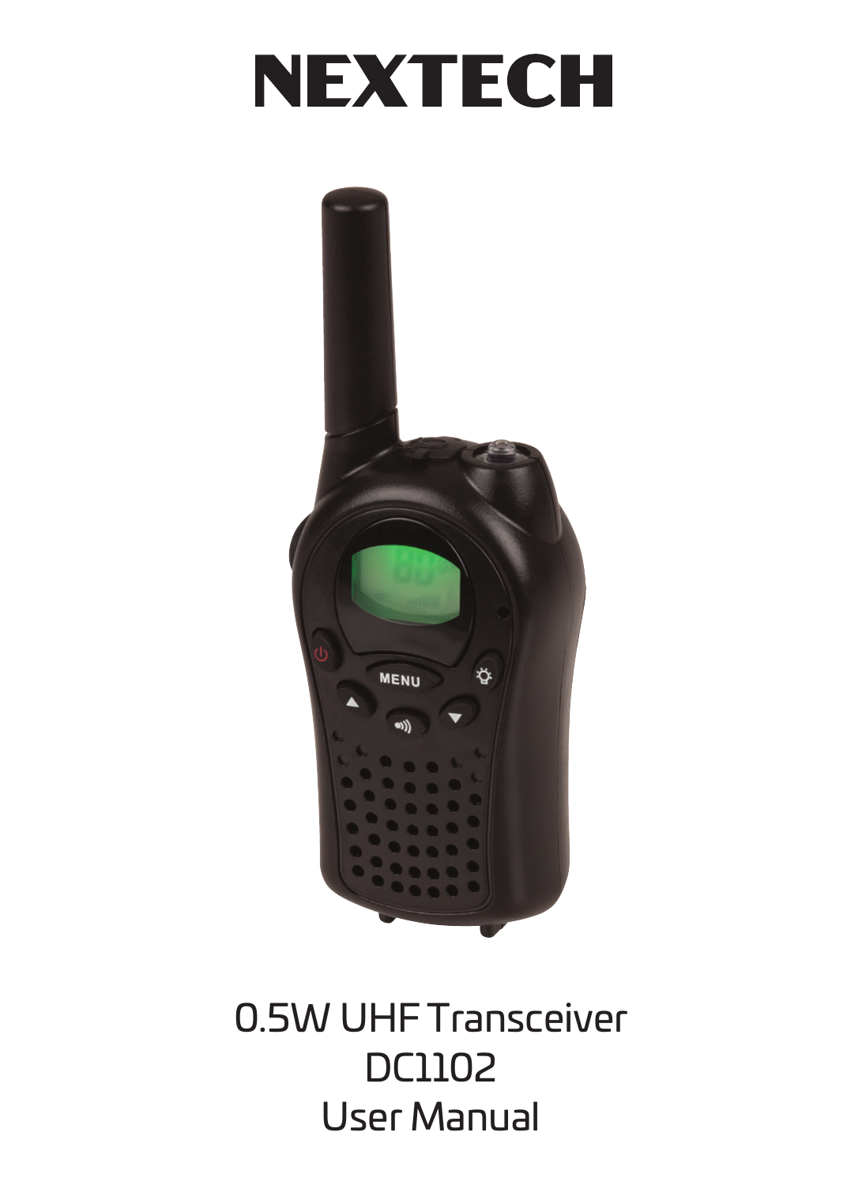# NEXTECH

0.5W UHF Transceiver

DC1102

User Manual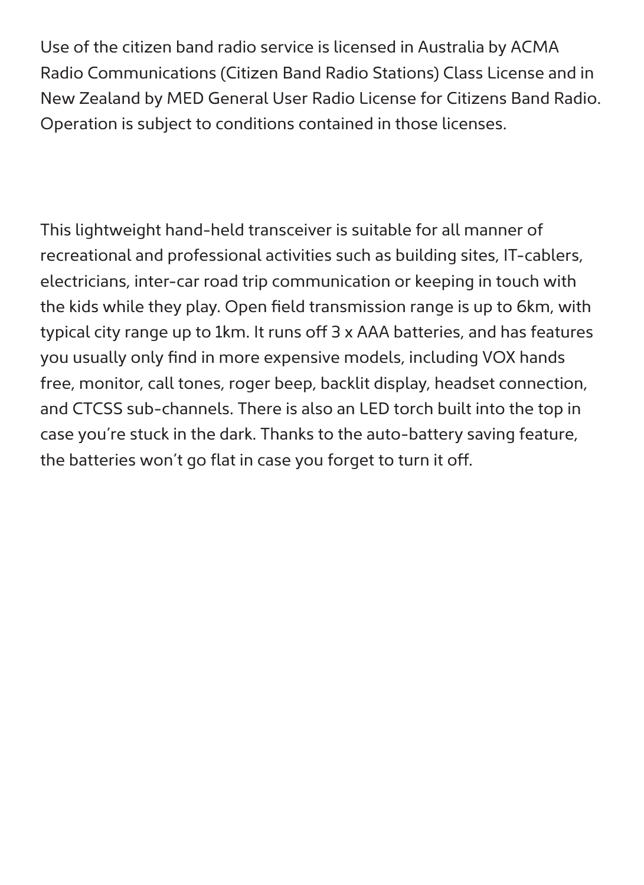Use of the citizen band radio service is licensed in Australia by ACMA Radio Communications (Citizen Band Radio Stations) Class License and in New Zealand by MED General User Radio License for Citizens Band Radio. Operation is subject to conditions contained in those licenses.

This lightweight hand-held transceiver is suitable for all manner of recreational and professional activities such as building sites, IT-cablers, electricians, inter-car road trip communication or keeping in touch with the kids while they play. Open field transmission range is up to 6km, with typical city range up to 1km. It runs off 3 x AAA batteries, and has features you usually only find in more expensive models, including VOX hands free, monitor, call tones, roger beep, backlit display, headset connection, and CTCSS sub-channels. There is also an LED torch built into the top in case you're stuck in the dark. Thanks to the auto-battery saving feature, the batteries won't go flat in case you forget to turn it off.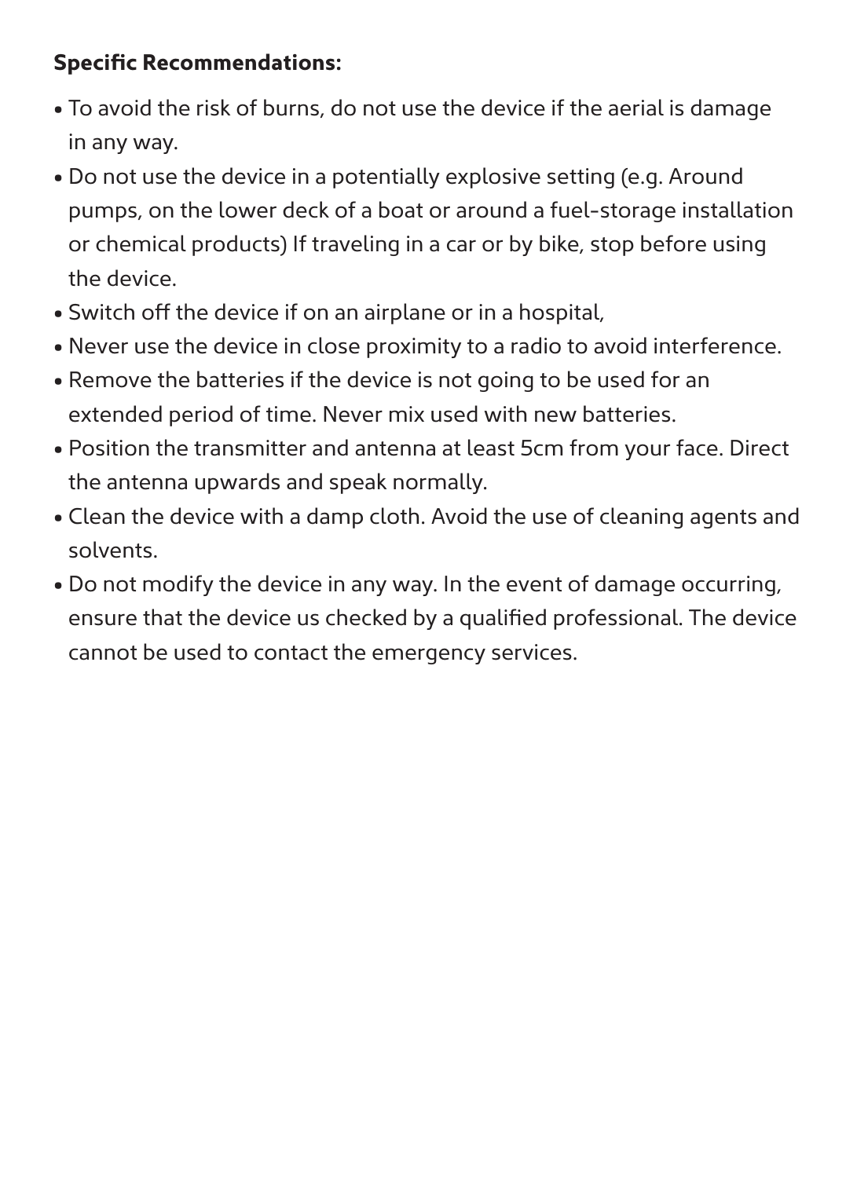**Specific Recommendations:**

- To avoid the risk of burns, do not use the device if the aerial is damage in any way.
- Do not use the device in a potentially explosive setting (e.g. Around pumps, on the lower deck of a boat or around a fuel-storage installation or chemical products) If traveling in a car or by bike, stop before using the device.
- Switch off the device if on an airplane or in a hospital,
- Never use the device in close proximity to a radio to avoid interference.
- Remove the batteries if the device is not going to be used for an extended period of time. Never mix used with new batteries.
- Position the transmitter and antenna at least 5cm from your face. Direct the antenna upwards and speak normally.
- Clean the device with a damp cloth. Avoid the use of cleaning agents and solvents.
- Do not modify the device in any way. In the event of damage occurring, ensure that the device us checked by a qualified professional. The device cannot be used to contact the emergency services.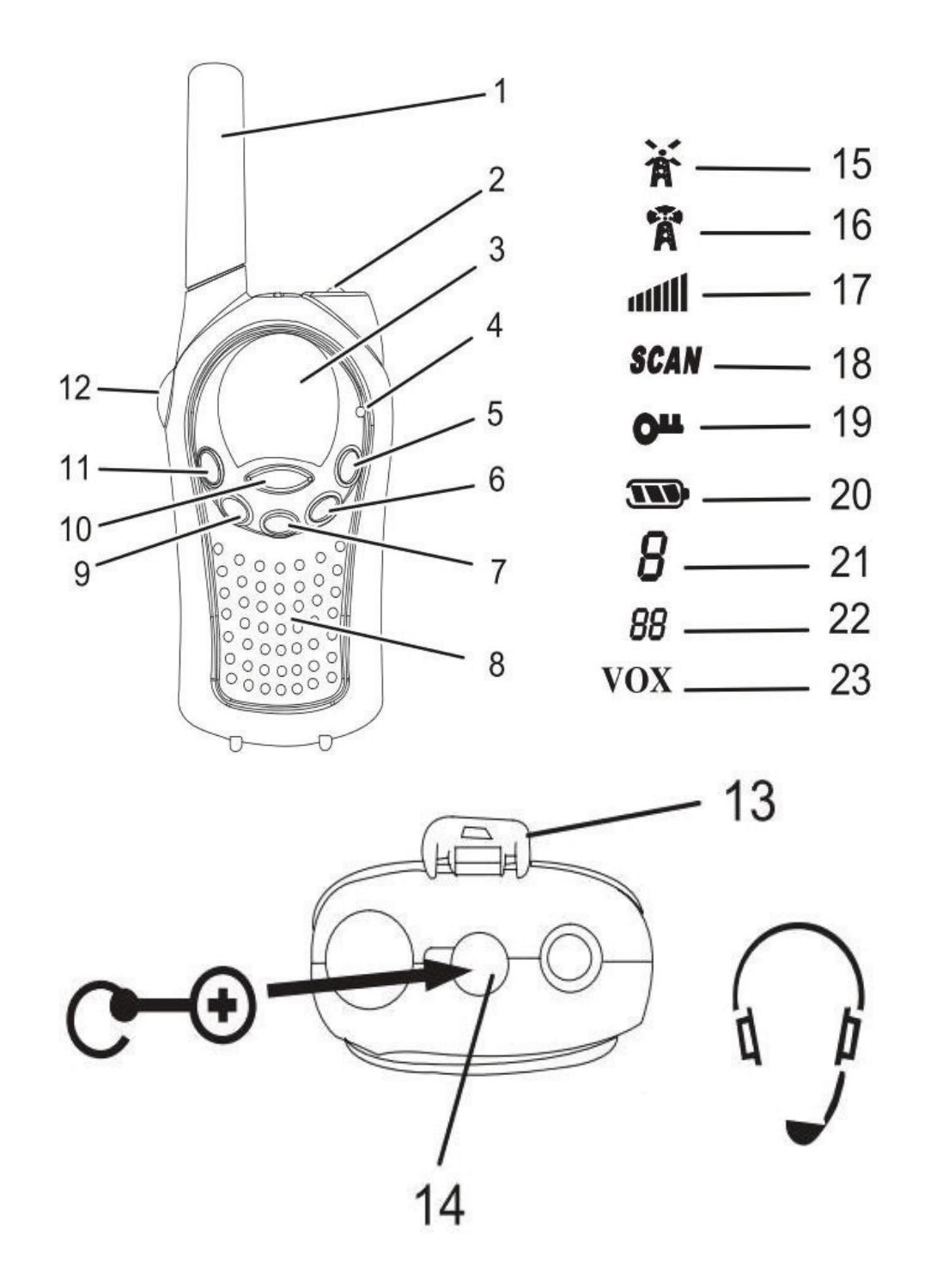1

2

3

4

5

6

7

8

9

10

11

12

13

14

15

16

17

18 SCAN

19

20

21 8

22 88

23 VOX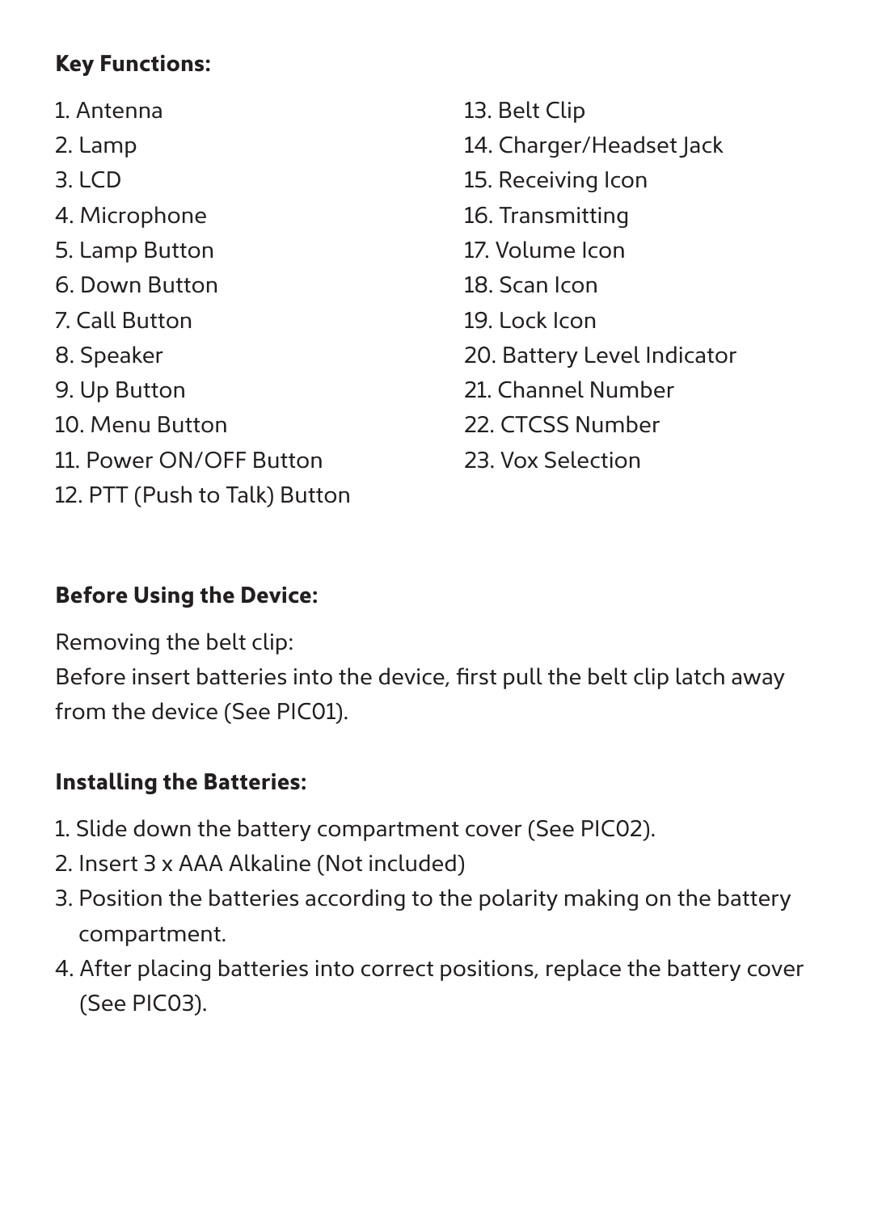**Key Functions:**

1. Antenna
2. Lamp
3. LCD
4. Microphone
5. Lamp Button
6. Down Button
7. Call Button
8. Speaker
9. Up Button
10. Menu Button
11. Power ON/OFF Button
12. PTT (Push to Talk) Button
13. Belt Clip
14. Charger/Headset Jack
15. Receiving Icon
16. Transmitting
17. Volume Icon
18. Scan Icon
19. Lock Icon
20. Battery Level Indicator
21. Channel Number
22. CTCSS Number
23. Vox Selection

**Before Using the Device:**

Removing the belt clip:
Before insert batteries into the device, first pull the belt clip latch away from the device (See PIC01).

**Installing the Batteries:**

1. Slide down the battery compartment cover (See PIC02).
2. Insert 3 x AAA Alkaline (Not included)
3. Position the batteries according to the polarity making on the battery compartment.
4. After placing batteries into correct positions, replace the battery cover (See PIC03).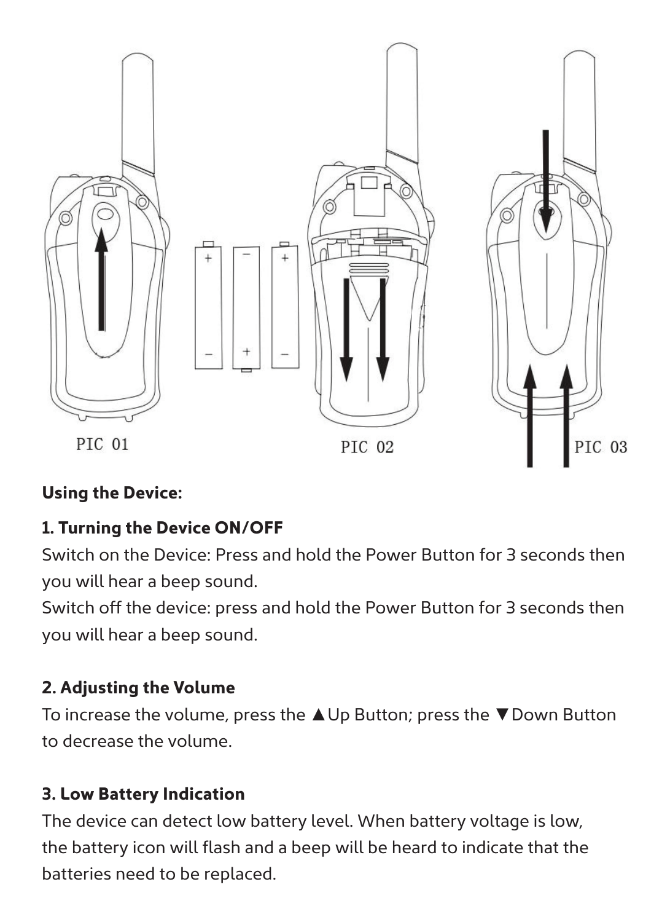PIC 01

PIC 02

PIC 03

## Using the Device:

### 1. Turning the Device ON/OFF

Switch on the Device: Press and hold the Power Button for 3 seconds then you will hear a beep sound.
Switch off the device: press and hold the Power Button for 3 seconds then you will hear a beep sound.

### 2. Adjusting the Volume

To increase the volume, press the ▲Up Button; press the ▼Down Button to decrease the volume.

### 3. Low Battery Indication

The device can detect low battery level. When battery voltage is low, the battery icon will flash and a beep will be heard to indicate that the batteries need to be replaced.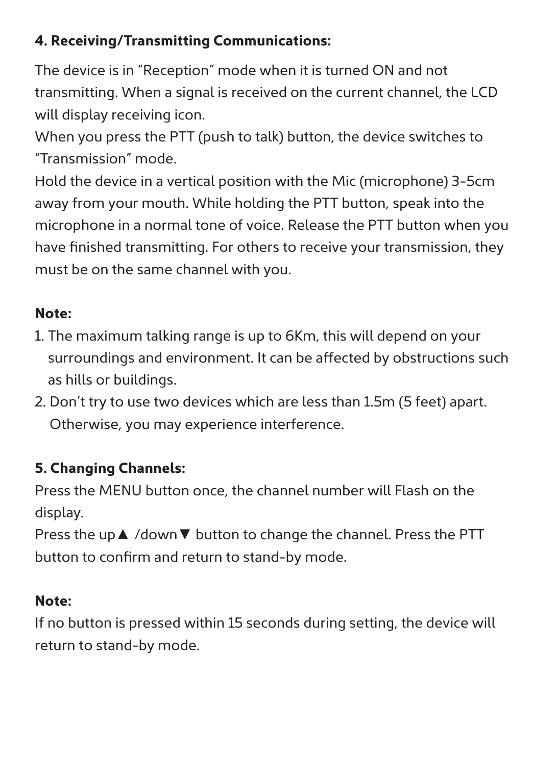**4. Receiving/Transmitting Communications:**

The device is in "Reception" mode when it is turned ON and not transmitting. When a signal is received on the current channel, the LCD will display receiving icon.
When you press the PTT (push to talk) button, the device switches to "Transmission" mode.
Hold the device in a vertical position with the Mic (microphone) 3-5cm away from your mouth. While holding the PTT button, speak into the microphone in a normal tone of voice. Release the PTT button when you have finished transmitting. For others to receive your transmission, they must be on the same channel with you.

**Note:**

1. The maximum talking range is up to 6Km, this will depend on your surroundings and environment. It can be affected by obstructions such as hills or buildings.
2. Don't try to use two devices which are less than 1.5m (5 feet) apart. Otherwise, you may experience interference.

**5. Changing Channels:**

Press the MENU button once, the channel number will Flash on the display.
Press the up▲ /down▼ button to change the channel. Press the PTT button to confirm and return to stand-by mode.

**Note:**

If no button is pressed within 15 seconds during setting, the device will return to stand-by mode.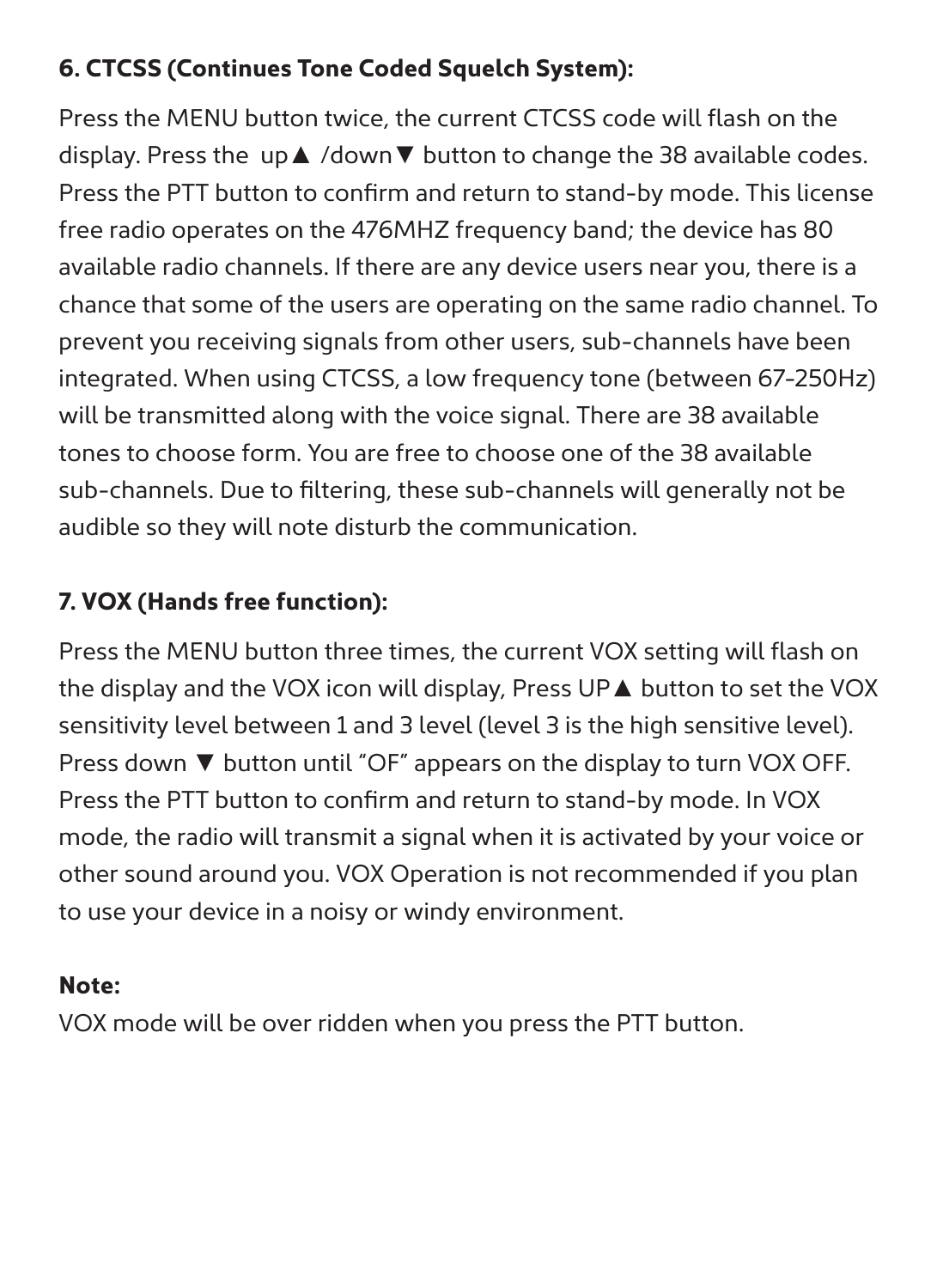**6. CTCSS (Continues Tone Coded Squelch System):**

Press the MENU button twice, the current CTCSS code will flash on the display. Press the up▲ /down▼ button to change the 38 available codes. Press the PTT button to confirm and return to stand-by mode. This license free radio operates on the 476MHZ frequency band; the device has 80 available radio channels. If there are any device users near you, there is a chance that some of the users are operating on the same radio channel. To prevent you receiving signals from other users, sub-channels have been integrated. When using CTCSS, a low frequency tone (between 67-250Hz) will be transmitted along with the voice signal. There are 38 available tones to choose form. You are free to choose one of the 38 available sub-channels. Due to filtering, these sub-channels will generally not be audible so they will note disturb the communication.

**7. VOX (Hands free function):**

Press the MENU button three times, the current VOX setting will flash on the display and the VOX icon will display, Press UP▲ button to set the VOX sensitivity level between 1 and 3 level (level 3 is the high sensitive level). Press down ▼ button until "OF" appears on the display to turn VOX OFF. Press the PTT button to confirm and return to stand-by mode. In VOX mode, the radio will transmit a signal when it is activated by your voice or other sound around you. VOX Operation is not recommended if you plan to use your device in a noisy or windy environment.

**Note:**

VOX mode will be over ridden when you press the PTT button.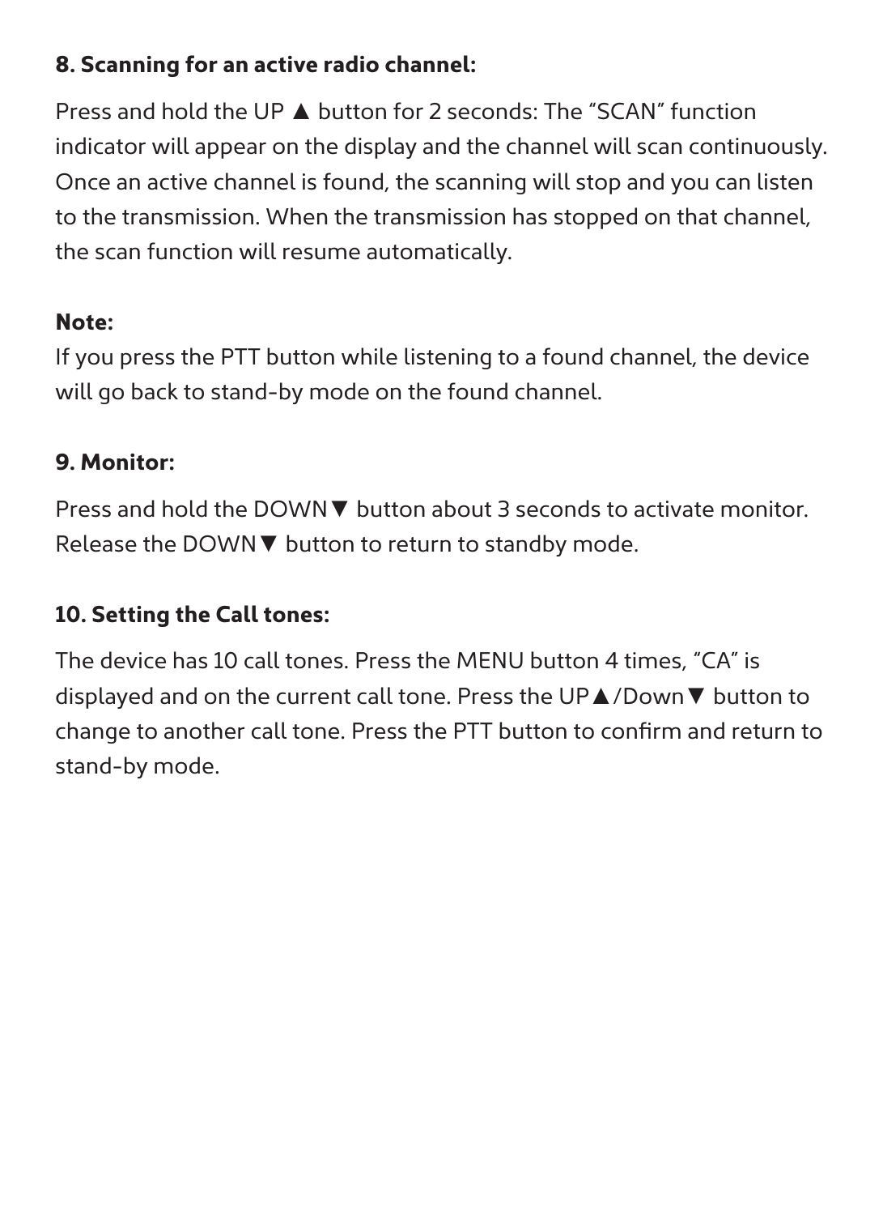### 8. Scanning for an active radio channel:

Press and hold the UP ▲ button for 2 seconds: The “SCAN” function indicator will appear on the display and the channel will scan continuously. Once an active channel is found, the scanning will stop and you can listen to the transmission. When the transmission has stopped on that channel, the scan function will resume automatically.

**Note:**
If you press the PTT button while listening to a found channel, the device will go back to stand-by mode on the found channel.

### 9. Monitor:

Press and hold the DOWN▼ button about 3 seconds to activate monitor. Release the DOWN▼ button to return to standby mode.

### 10. Setting the Call tones:

The device has 10 call tones. Press the MENU button 4 times, “CA” is displayed and on the current call tone. Press the UP▲/Down▼ button to change to another call tone. Press the PTT button to confirm and return to stand-by mode.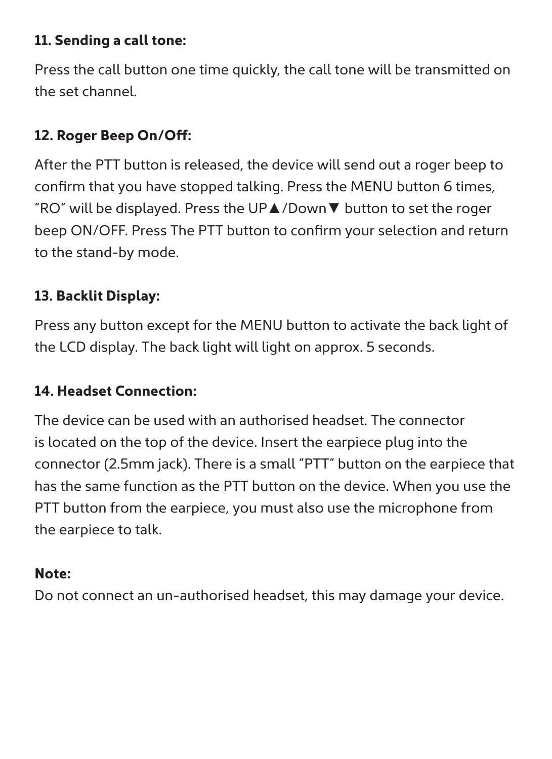**11. Sending a call tone:**

Press the call button one time quickly, the call tone will be transmitted on the set channel.

**12. Roger Beep On/Off:**

After the PTT button is released, the device will send out a roger beep to confirm that you have stopped talking. Press the MENU button 6 times, "RO" will be displayed. Press the UP▲/Down▼ button to set the roger beep ON/OFF. Press The PTT button to confirm your selection and return to the stand-by mode.

**13. Backlit Display:**

Press any button except for the MENU button to activate the back light of the LCD display. The back light will light on approx. 5 seconds.

**14. Headset Connection:**

The device can be used with an authorised headset. The connector is located on the top of the device. Insert the earpiece plug into the connector (2.5mm jack). There is a small "PTT" button on the earpiece that has the same function as the PTT button on the device. When you use the PTT button from the earpiece, you must also use the microphone from the earpiece to talk.

**Note:**
Do not connect an un-authorised headset, this may damage your device.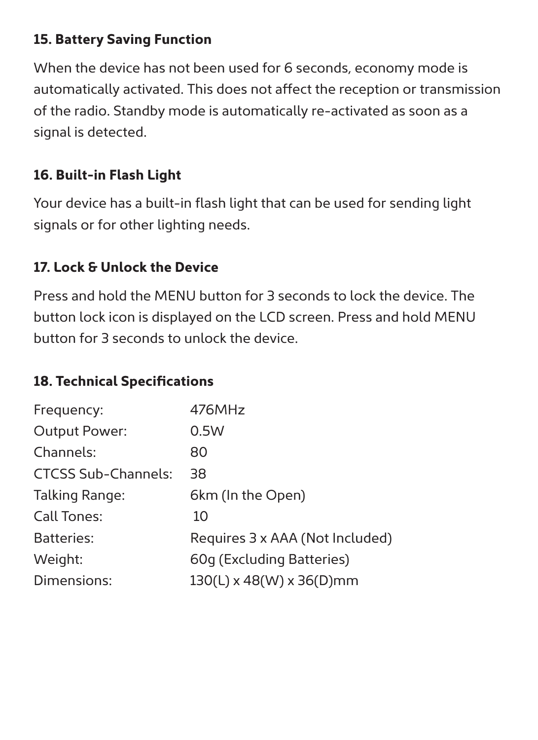## 15. Battery Saving Function

When the device has not been used for 6 seconds, economy mode is automatically activated. This does not affect the reception or transmission of the radio. Standby mode is automatically re-activated as soon as a signal is detected.

## 16. Built-in Flash Light

Your device has a built-in flash light that can be used for sending light signals or for other lighting needs.

## 17. Lock & Unlock the Device

Press and hold the MENU button for 3 seconds to lock the device. The button lock icon is displayed on the LCD screen. Press and hold MENU button for 3 seconds to unlock the device.

## 18. Technical Specifications

| | |
|---|---|
| Frequency: | 476MHz |
| Output Power: | 0.5W |
| Channels: | 80 |
| CTCSS Sub-Channels: | 38 |
| Talking Range: | 6km (In the Open) |
| Call Tones: | 10 |
| Batteries: | Requires 3 x AAA (Not Included) |
| Weight: | 60g (Excluding Batteries) |
| Dimensions: | 130(L) x 48(W) x 36(D)mm |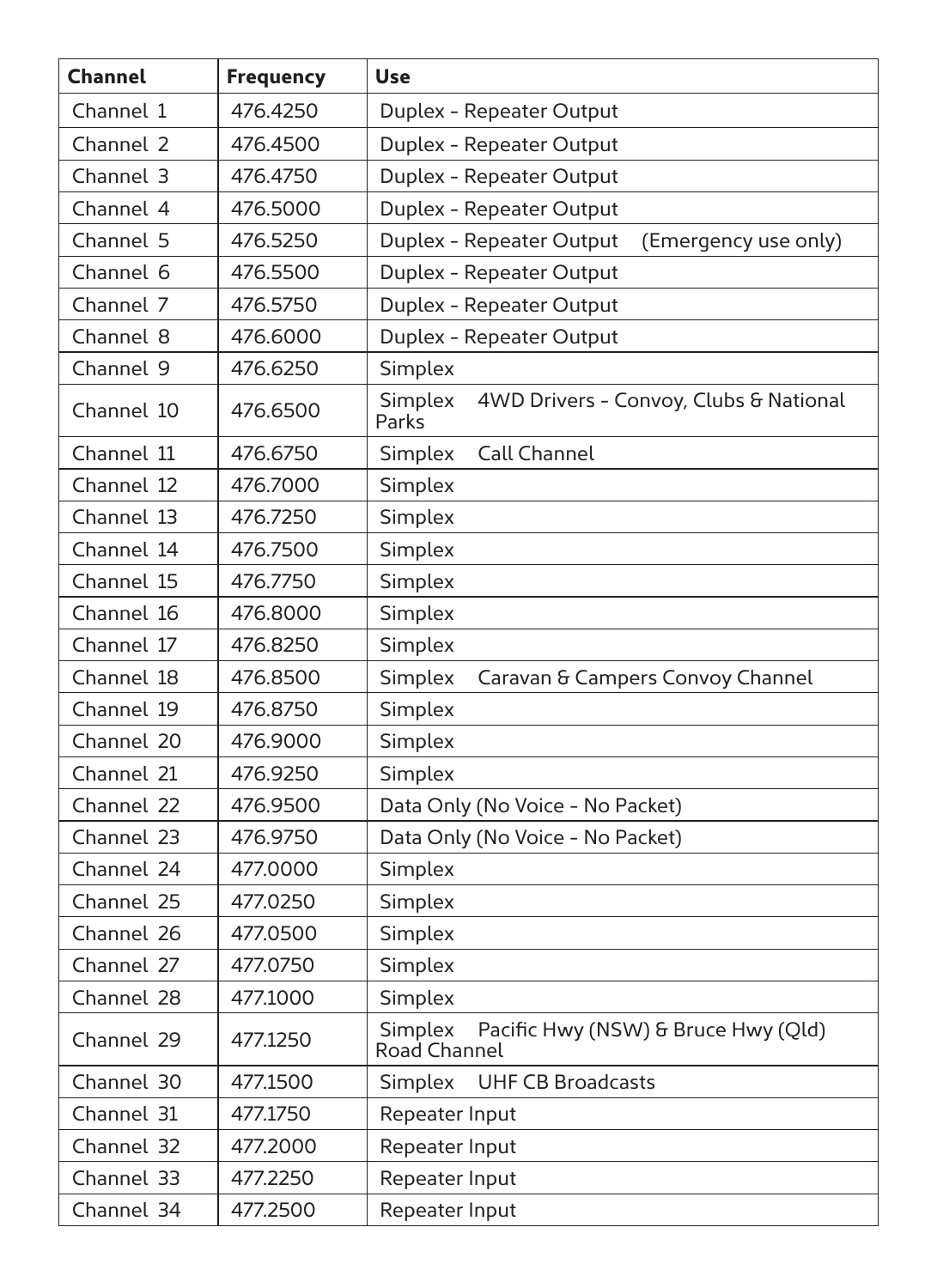| Channel | Frequency | Use |
| --- | --- | --- |
| Channel 1 | 476.4250 | Duplex - Repeater Output |
| Channel 2 | 476.4500 | Duplex - Repeater Output |
| Channel 3 | 476.4750 | Duplex - Repeater Output |
| Channel 4 | 476.5000 | Duplex - Repeater Output |
| Channel 5 | 476.5250 | Duplex - Repeater Output (Emergency use only) |
| Channel 6 | 476.5500 | Duplex - Repeater Output |
| Channel 7 | 476.5750 | Duplex - Repeater Output |
| Channel 8 | 476.6000 | Duplex - Repeater Output |
| Channel 9 | 476.6250 | Simplex |
| Channel 10 | 476.6500 | Simplex 4WD Drivers - Convoy, Clubs & National Parks |
| Channel 11 | 476.6750 | Simplex Call Channel |
| Channel 12 | 476.7000 | Simplex |
| Channel 13 | 476.7250 | Simplex |
| Channel 14 | 476.7500 | Simplex |
| Channel 15 | 476.7750 | Simplex |
| Channel 16 | 476.8000 | Simplex |
| Channel 17 | 476.8250 | Simplex |
| Channel 18 | 476.8500 | Simplex Caravan & Campers Convoy Channel |
| Channel 19 | 476.8750 | Simplex |
| Channel 20 | 476.9000 | Simplex |
| Channel 21 | 476.9250 | Simplex |
| Channel 22 | 476.9500 | Data Only (No Voice - No Packet) |
| Channel 23 | 476.9750 | Data Only (No Voice - No Packet) |
| Channel 24 | 477.0000 | Simplex |
| Channel 25 | 477.0250 | Simplex |
| Channel 26 | 477.0500 | Simplex |
| Channel 27 | 477.0750 | Simplex |
| Channel 28 | 477.1000 | Simplex |
| Channel 29 | 477.1250 | Simplex Pacific Hwy (NSW) & Bruce Hwy (Qld) Road Channel |
| Channel 30 | 477.1500 | Simplex UHF CB Broadcasts |
| Channel 31 | 477.1750 | Repeater Input |
| Channel 32 | 477.2000 | Repeater Input |
| Channel 33 | 477.2250 | Repeater Input |
| Channel 34 | 477.2500 | Repeater Input |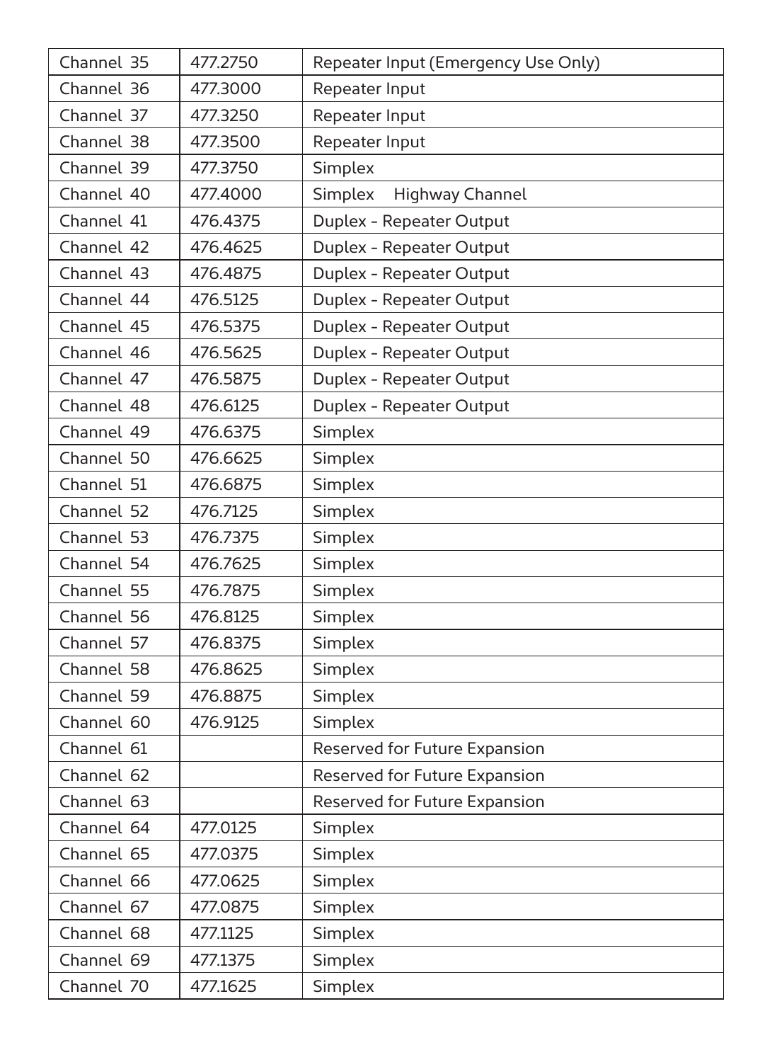| Channel 35 | 477.2750 | Repeater Input (Emergency Use Only) |
|---|---|---|
| Channel 36 | 477.3000 | Repeater Input |
| Channel 37 | 477.3250 | Repeater Input |
| Channel 38 | 477.3500 | Repeater Input |
| Channel 39 | 477.3750 | Simplex |
| Channel 40 | 477.4000 | Simplex Highway Channel |
| Channel 41 | 476.4375 | Duplex - Repeater Output |
| Channel 42 | 476.4625 | Duplex - Repeater Output |
| Channel 43 | 476.4875 | Duplex - Repeater Output |
| Channel 44 | 476.5125 | Duplex - Repeater Output |
| Channel 45 | 476.5375 | Duplex - Repeater Output |
| Channel 46 | 476.5625 | Duplex - Repeater Output |
| Channel 47 | 476.5875 | Duplex - Repeater Output |
| Channel 48 | 476.6125 | Duplex - Repeater Output |
| Channel 49 | 476.6375 | Simplex |
| Channel 50 | 476.6625 | Simplex |
| Channel 51 | 476.6875 | Simplex |
| Channel 52 | 476.7125 | Simplex |
| Channel 53 | 476.7375 | Simplex |
| Channel 54 | 476.7625 | Simplex |
| Channel 55 | 476.7875 | Simplex |
| Channel 56 | 476.8125 | Simplex |
| Channel 57 | 476.8375 | Simplex |
| Channel 58 | 476.8625 | Simplex |
| Channel 59 | 476.8875 | Simplex |
| Channel 60 | 476.9125 | Simplex |
| Channel 61 | | Reserved for Future Expansion |
| Channel 62 | | Reserved for Future Expansion |
| Channel 63 | | Reserved for Future Expansion |
| Channel 64 | 477.0125 | Simplex |
| Channel 65 | 477.0375 | Simplex |
| Channel 66 | 477.0625 | Simplex |
| Channel 67 | 477.0875 | Simplex |
| Channel 68 | 477.1125 | Simplex |
| Channel 69 | 477.1375 | Simplex |
| Channel 70 | 477.1625 | Simplex |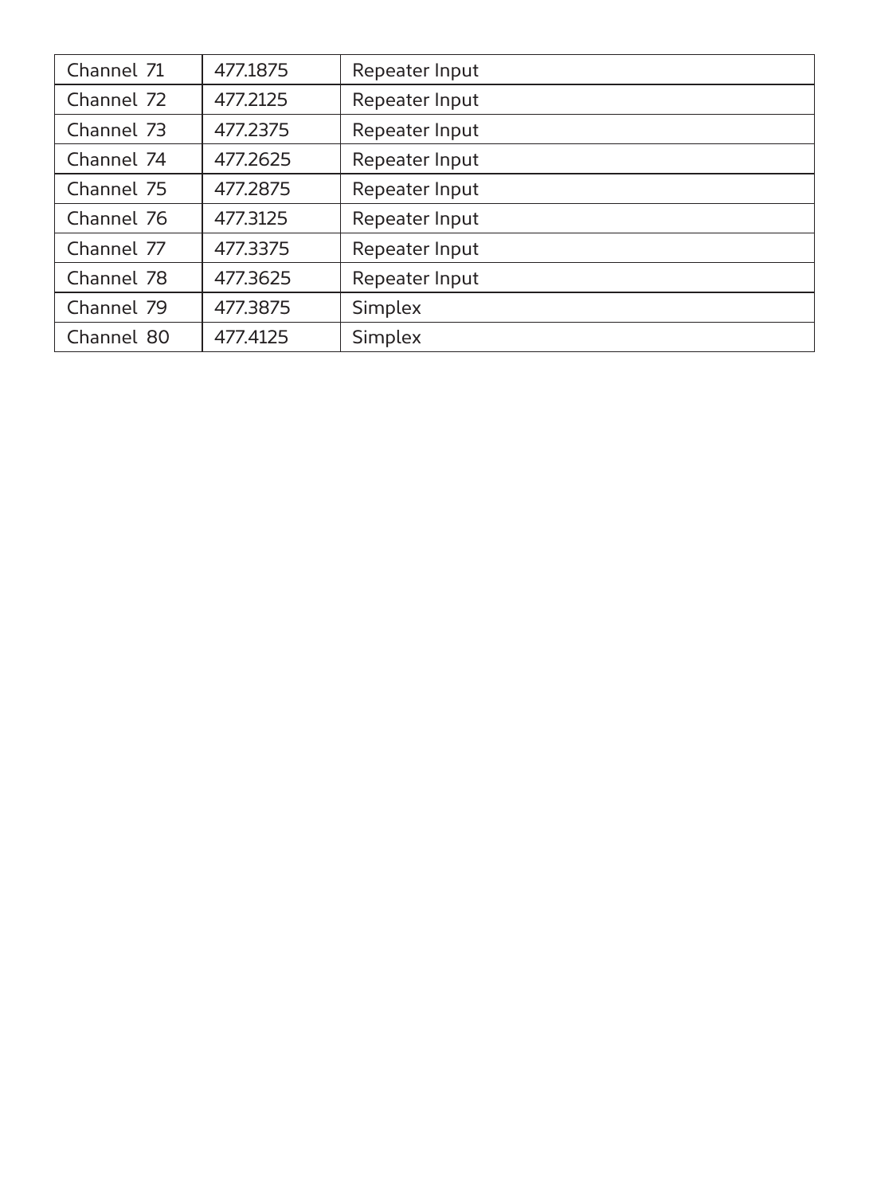| Channel 71 | 477.1875 | Repeater Input |
|---|---|---|
| Channel 72 | 477.2125 | Repeater Input |
| Channel 73 | 477.2375 | Repeater Input |
| Channel 74 | 477.2625 | Repeater Input |
| Channel 75 | 477.2875 | Repeater Input |
| Channel 76 | 477.3125 | Repeater Input |
| Channel 77 | 477.3375 | Repeater Input |
| Channel 78 | 477.3625 | Repeater Input |
| Channel 79 | 477.3875 | Simplex |
| Channel 80 | 477.4125 | Simplex |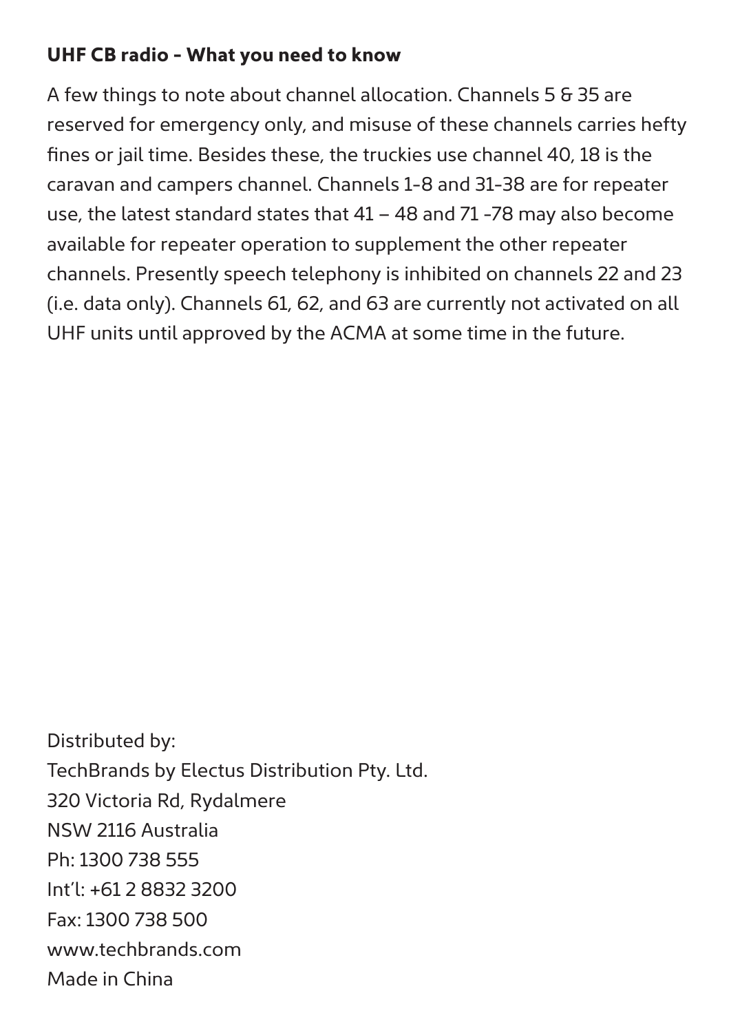## UHF CB radio - What you need to know

A few things to note about channel allocation. Channels 5 & 35 are reserved for emergency only, and misuse of these channels carries hefty fines or jail time. Besides these, the truckies use channel 40, 18 is the caravan and campers channel. Channels 1-8 and 31-38 are for repeater use, the latest standard states that 41 – 48 and 71 -78 may also become available for repeater operation to supplement the other repeater channels. Presently speech telephony is inhibited on channels 22 and 23 (i.e. data only). Channels 61, 62, and 63 are currently not activated on all UHF units until approved by the ACMA at some time in the future.

Distributed by:
TechBrands by Electus Distribution Pty. Ltd.
320 Victoria Rd, Rydalmere
NSW 2116 Australia
Ph: 1300 738 555
Int'l: +61 2 8832 3200
Fax: 1300 738 500
www.techbrands.com
Made in China